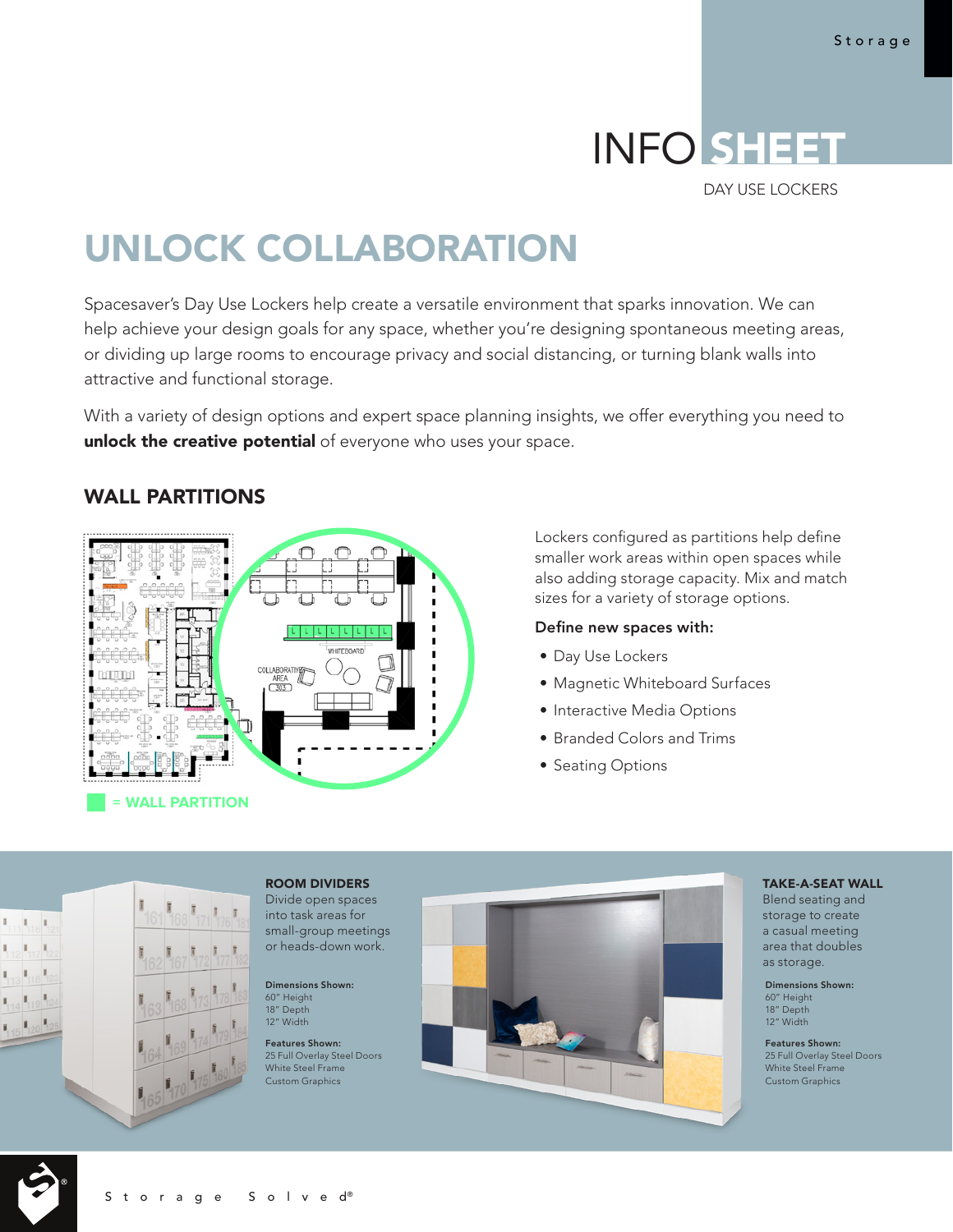# INFO SHEET

DAY USE LOCKERS

## UNLOCK COLLABORATION

Spacesaver's Day Use Lockers help create a versatile environment that sparks innovation. We can help achieve your design goals for any space, whether you're designing spontaneous meeting areas, or dividing up large rooms to encourage privacy and social distancing, or turning blank walls into attractive and functional storage.

With a variety of design options and expert space planning insights, we offer everything you need to **unlock the creative potential** of everyone who uses your space.

### WALL PARTITIONS

= WALL PARTITION

Lockers configured as partitions help define smaller work areas within open spaces while also adding storage capacity. Mix and match sizes for a variety of storage options.

**Define new spaces with:**

- Day Use Lockers
- Magnetic Whiteboard Surfaces
- Interactive Media Options
- Branded Colors and Trims
- Seating Options

### ROOM DIVIDERS

Divide open spaces into task areas for small-group meetings or heads-down work.

**Dimensions Shown:**
60" Height
18" Depth
12" Width

**Features Shown:**
25 Full Overlay Steel Doors
White Steel Frame
Custom Graphics

### TAKE-A-SEAT WALL

Blend seating and storage to create a casual meeting area that doubles as storage.

**Dimensions Shown:**
60" Height
18" Depth
12" Width

**Features Shown:**
25 Full Overlay Steel Doors
White Steel Frame
Custom Graphics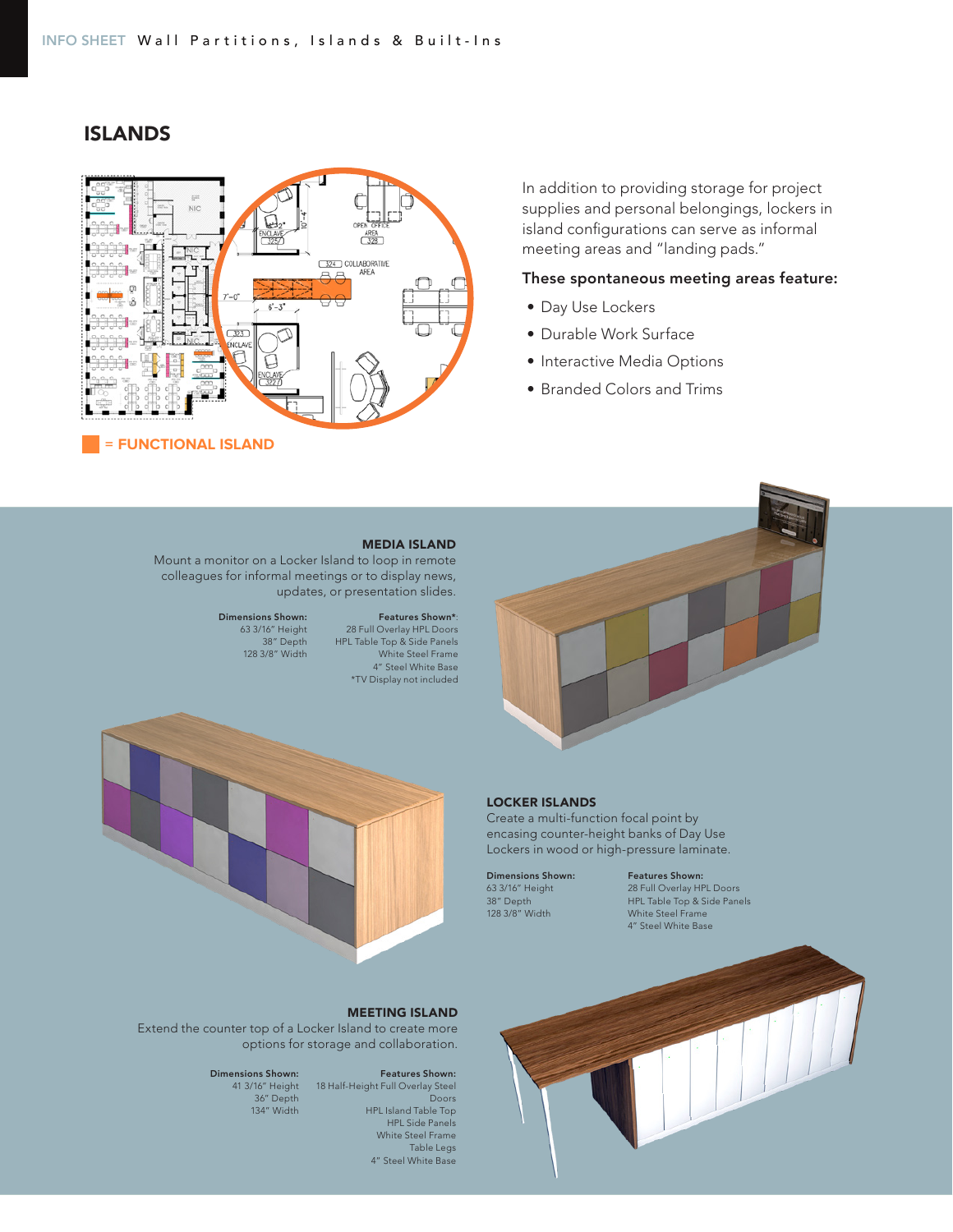## ISLANDS

= FUNCTIONAL ISLAND

In addition to providing storage for project supplies and personal belongings, lockers in island configurations can serve as informal meeting areas and "landing pads."

**These spontaneous meeting areas feature:**

- Day Use Lockers
- Durable Work Surface
- Interactive Media Options
- Branded Colors and Trims

### MEDIA ISLAND

Mount a monitor on a Locker Island to loop in remote colleagues for informal meetings or to display news, updates, or presentation slides.

**Dimensions Shown:**
63 3/16" Height
38" Depth
128 3/8" Width

**Features Shown*:**
28 Full Overlay HPL Doors
HPL Table Top & Side Panels
White Steel Frame
4" Steel White Base
*TV Display not included

### LOCKER ISLANDS

Create a multi-function focal point by encasing counter-height banks of Day Use Lockers in wood or high-pressure laminate.

**Dimensions Shown:**
63 3/16" Height
38" Depth
128 3/8" Width

**Features Shown:**
28 Full Overlay HPL Doors
HPL Table Top & Side Panels
White Steel Frame
4" Steel White Base

### MEETING ISLAND

Extend the counter top of a Locker Island to create more options for storage and collaboration.

**Dimensions Shown:**
41 3/16" Height
36" Depth
134" Width

**Features Shown:**
18 Half-Height Full Overlay Steel Doors
HPL Island Table Top
HPL Side Panels
White Steel Frame
Table Legs
4" Steel White Base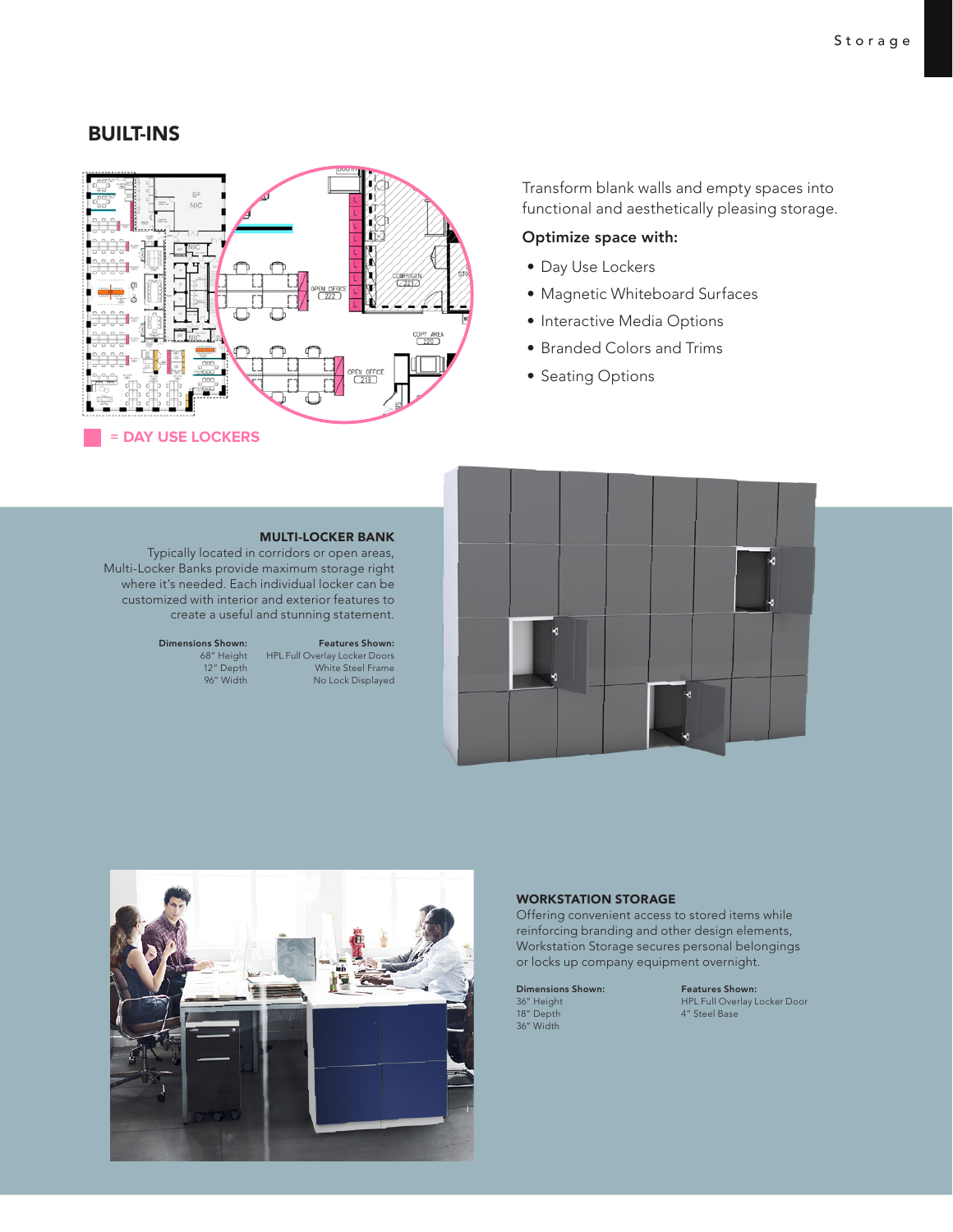## BUILT-INS

= DAY USE LOCKERS

Transform blank walls and empty spaces into functional and aesthetically pleasing storage.

**Optimize space with:**

- Day Use Lockers
- Magnetic Whiteboard Surfaces
- Interactive Media Options
- Branded Colors and Trims
- Seating Options

### MULTI-LOCKER BANK

Typically located in corridors or open areas, Multi-Locker Banks provide maximum storage right where it's needed. Each individual locker can be customized with interior and exterior features to create a useful and stunning statement.

**Dimensions Shown:**
68" Height
12" Depth
96" Width

**Features Shown:**
HPL Full Overlay Locker Doors
White Steel Frame
No Lock Displayed

### WORKSTATION STORAGE

Offering convenient access to stored items while reinforcing branding and other design elements, Workstation Storage secures personal belongings or locks up company equipment overnight.

**Dimensions Shown:**
36" Height
18" Depth
36" Width

**Features Shown:**
HPL Full Overlay Locker Door
4" Steel Base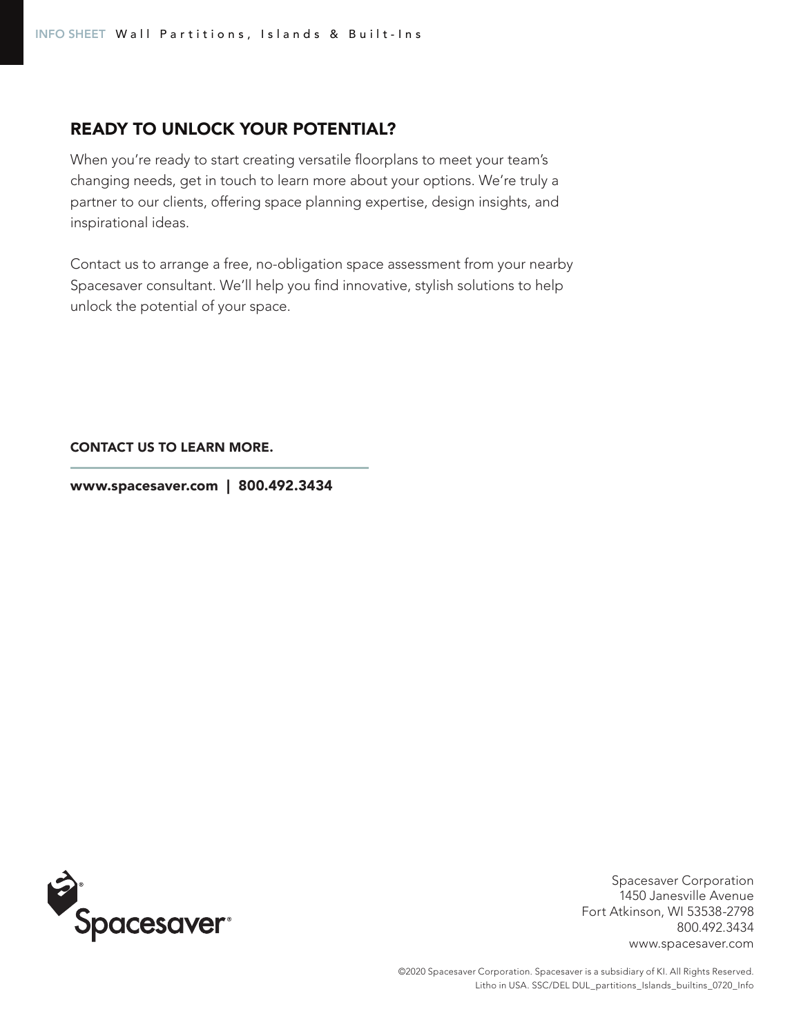## READY TO UNLOCK YOUR POTENTIAL?

When you're ready to start creating versatile floorplans to meet your team's changing needs, get in touch to learn more about your options. We're truly a partner to our clients, offering space planning expertise, design insights, and inspirational ideas.

Contact us to arrange a free, no-obligation space assessment from your nearby Spacesaver consultant. We'll help you find innovative, stylish solutions to help unlock the potential of your space.

**CONTACT US TO LEARN MORE.**

**www.spacesaver.com | 800.492.3434**

Spacesaver Corporation
1450 Janesville Avenue
Fort Atkinson, WI 53538-2798
800.492.3434
www.spacesaver.com

©2020 Spacesaver Corporation. Spacesaver is a subsidiary of KI. All Rights Reserved.
Litho in USA. SSC/DEL DUL_partitions_Islands_builtins_0720_Info